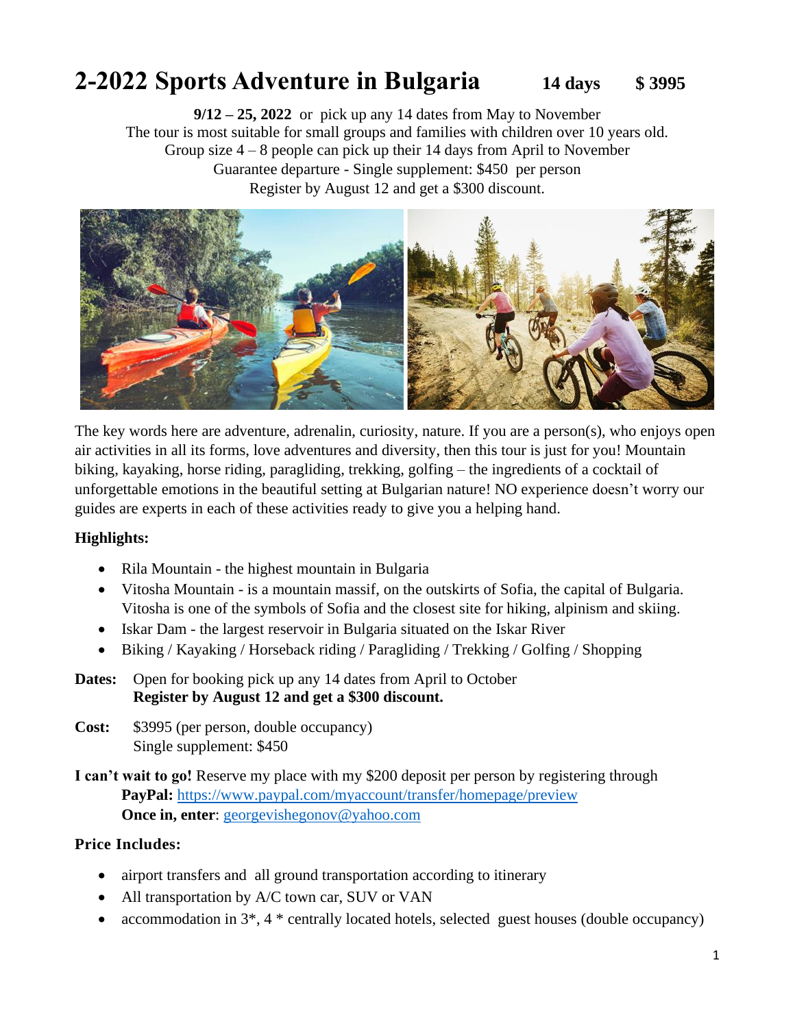# 2-2022 Sports Adventure in Bulgaria **14 days** **$ 3995**

**9/12 – 25, 2022** or pick up any 14 dates from May to November
The tour is most suitable for small groups and families with children over 10 years old.
Group size 4 – 8 people can pick up their 14 days from April to November
Guarantee departure - Single supplement: $450 per person
Register by August 12 and get a $300 discount.

The key words here are adventure, adrenalin, curiosity, nature. If you are a person(s), who enjoys open air activities in all its forms, love adventures and diversity, then this tour is just for you! Mountain biking, kayaking, horse riding, paragliding, trekking, golfing – the ingredients of a cocktail of unforgettable emotions in the beautiful setting at Bulgarian nature! NO experience doesn't worry our guides are experts in each of these activities ready to give you a helping hand.

**Highlights:**

- Rila Mountain - the highest mountain in Bulgaria
- Vitosha Mountain - is a mountain massif, on the outskirts of Sofia, the capital of Bulgaria. Vitosha is one of the symbols of Sofia and the closest site for hiking, alpinism and skiing.
- Iskar Dam - the largest reservoir in Bulgaria situated on the Iskar River
- Biking / Kayaking / Horseback riding / Paragliding / Trekking / Golfing / Shopping

**Dates:** Open for booking pick up any 14 dates from April to October
**Register by August 12 and get a $300 discount.**

**Cost:** $3995 (per person, double occupancy)
Single supplement: $450

**I can't wait to go!** Reserve my place with my $200 deposit per person by registering through
**PayPal:** https://www.paypal.com/myaccount/transfer/homepage/preview
**Once in, enter**: georgevishegonov@yahoo.com

**Price Includes:**

- airport transfers and all ground transportation according to itinerary
- All transportation by A/C town car, SUV or VAN
- accommodation in 3*, 4 * centrally located hotels, selected guest houses (double occupancy)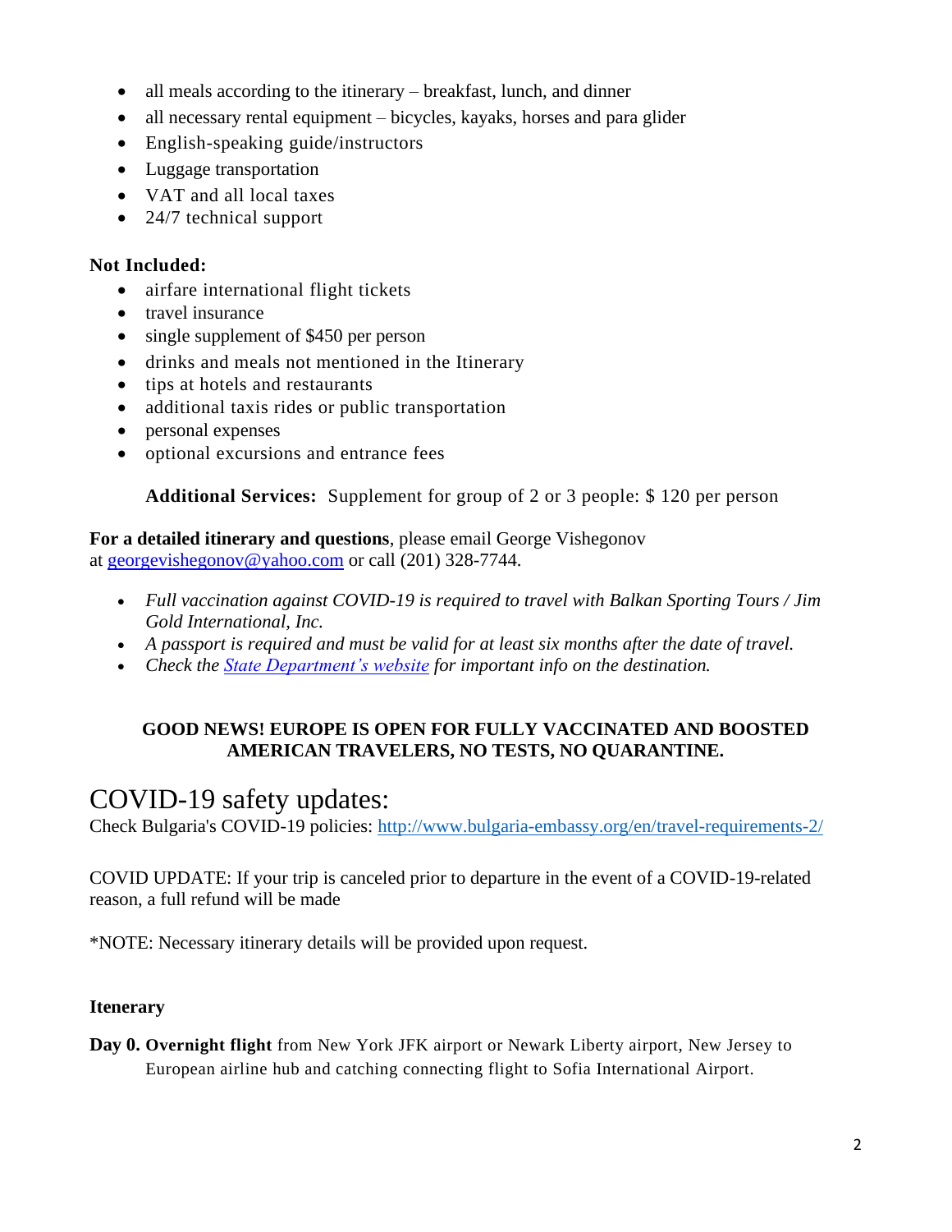- all meals according to the itinerary – breakfast, lunch, and dinner
- all necessary rental equipment – bicycles, kayaks, horses and para glider
- English-speaking guide/instructors
- Luggage transportation
- VAT and all local taxes
- 24/7 technical support

**Not Included:**

- airfare international flight tickets
- travel insurance
- single supplement of $450 per person
- drinks and meals not mentioned in the Itinerary
- tips at hotels and restaurants
- additional taxis rides or public transportation
- personal expenses
- optional excursions and entrance fees

**Additional Services:** Supplement for group of 2 or 3 people: $ 120 per person

**For a detailed itinerary and questions**, please email George Vishegonov at [georgevishegonov@yahoo.com](mailto:georgevishegonov@yahoo.com) or call (201) 328-7744.

- *Full vaccination against COVID-19 is required to travel with Balkan Sporting Tours / Jim Gold International, Inc.*
- *A passport is required and must be valid for at least six months after the date of travel.*
- *Check the [State Department's website](#) for important info on the destination.*

**GOOD NEWS! EUROPE IS OPEN FOR FULLY VACCINATED AND BOOSTED AMERICAN TRAVELERS, NO TESTS, NO QUARANTINE.**

# COVID-19 safety updates:

Check Bulgaria's COVID-19 policies: [http://www.bulgaria-embassy.org/en/travel-requirements-2/](http://www.bulgaria-embassy.org/en/travel-requirements-2/)

COVID UPDATE: If your trip is canceled prior to departure in the event of a COVID-19-related reason, a full refund will be made

*NOTE: Necessary itinerary details will be provided upon request.

**Itenerary**

**Day 0. Overnight flight** from New York JFK airport or Newark Liberty airport, New Jersey to European airline hub and catching connecting flight to Sofia International Airport.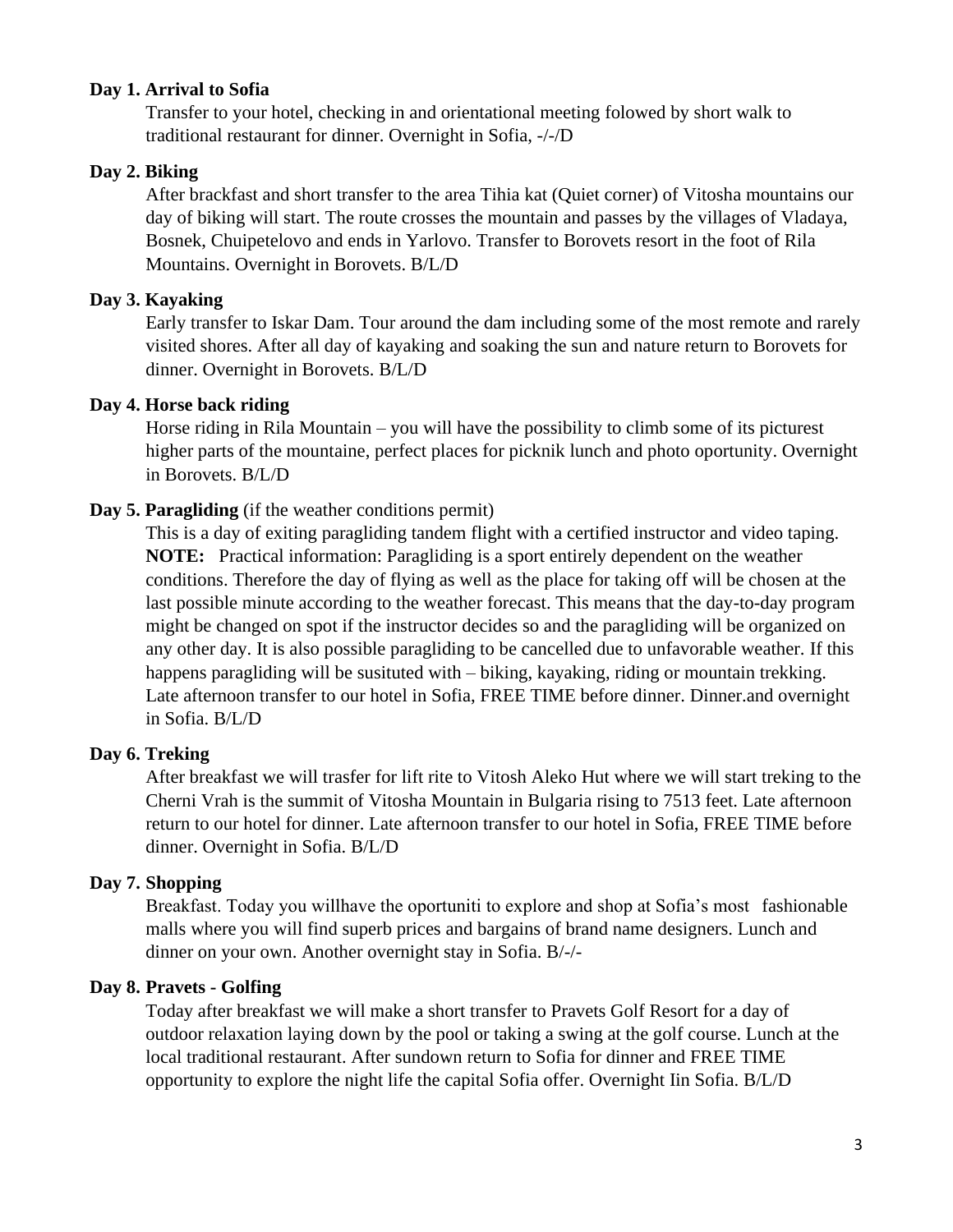**Day 1. Arrival to Sofia**

Transfer to your hotel, checking in and orientational meeting folowed by short walk to traditional restaurant for dinner. Overnight in Sofia, -/-/D

**Day 2. Biking**

After brackfast and short transfer to the area Tihia kat (Quiet corner) of Vitosha mountains our day of biking will start. The route crosses the mountain and passes by the villages of Vladaya, Bosnek, Chuipetelovo and ends in Yarlovo. Transfer to Borovets resort in the foot of Rila Mountains. Overnight in Borovets. B/L/D

**Day 3. Kayaking**

Early transfer to Iskar Dam. Tour around the dam including some of the most remote and rarely visited shores. After all day of kayaking and soaking the sun and nature return to Borovets for dinner. Overnight in Borovets. B/L/D

**Day 4. Horse back riding**

Horse riding in Rila Mountain – you will have the possibility to climb some of its picturest higher parts of the mountaine, perfect places for picknik lunch and photo oportunity. Overnight in Borovets. B/L/D

**Day 5. Paragliding** (if the weather conditions permit)

This is a day of exiting paragliding tandem flight with a certified instructor and video taping. **NOTE:** Practical information: Paragliding is a sport entirely dependent on the weather conditions. Therefore the day of flying as well as the place for taking off will be chosen at the last possible minute according to the weather forecast. This means that the day-to-day program might be changed on spot if the instructor decides so and the paragliding will be organized on any other day. It is also possible paragliding to be cancelled due to unfavorable weather. If this happens paragliding will be susituted with – biking, kayaking, riding or mountain trekking. Late afternoon transfer to our hotel in Sofia, FREE TIME before dinner. Dinner.and overnight in Sofia. B/L/D

**Day 6. Treking**

After breakfast we will trasfer for lift rite to Vitosh Aleko Hut where we will start treking to the Cherni Vrah is the summit of Vitosha Mountain in Bulgaria rising to 7513 feet. Late afternoon return to our hotel for dinner. Late afternoon transfer to our hotel in Sofia, FREE TIME before dinner. Overnight in Sofia. B/L/D

**Day 7. Shopping**

Breakfast. Today you willhave the oportuniti to explore and shop at Sofia's most fashionable malls where you will find superb prices and bargains of brand name designers. Lunch and dinner on your own. Another overnight stay in Sofia. B/-/-

**Day 8. Pravets - Golfing**

Today after breakfast we will make a short transfer to Pravets Golf Resort for a day of outdoor relaxation laying down by the pool or taking a swing at the golf course. Lunch at the local traditional restaurant. After sundown return to Sofia for dinner and FREE TIME opportunity to explore the night life the capital Sofia offer. Overnight Iin Sofia. B/L/D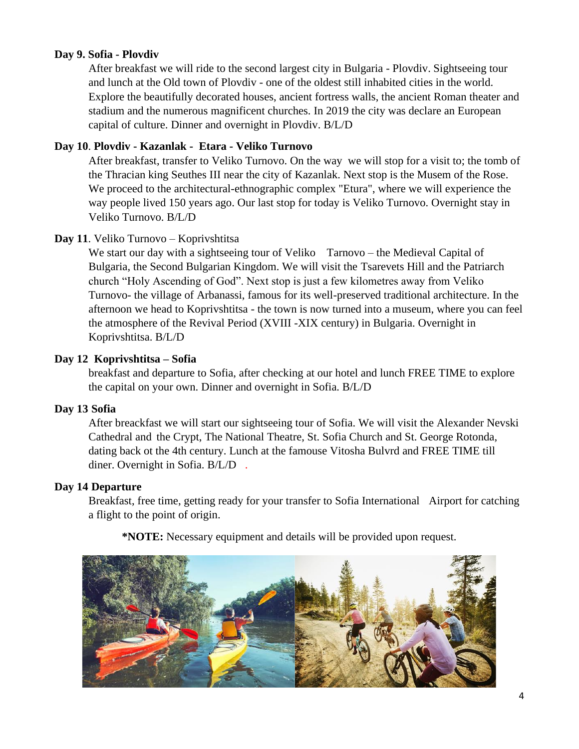**Day 9. Sofia - Plovdiv**

After breakfast we will ride to the second largest city in Bulgaria - Plovdiv. Sightseeing tour and lunch at the Old town of Plovdiv - one of the oldest still inhabited cities in the world. Explore the beautifully decorated houses, ancient fortress walls, the ancient Roman theater and stadium and the numerous magnificent churches. In 2019 the city was declare an European capital of culture. Dinner and overnight in Plovdiv. B/L/D

**Day 10**. **Plovdiv - Kazanlak - Etara - Veliko Turnovo**

After breakfast, transfer to Veliko Turnovo. On the way we will stop for a visit to; the tomb of the Thracian king Seuthes III near the city of Kazanlak. Next stop is the Musem of the Rose. We proceed to the architectural-ethnographic complex "Etura", where we will experience the way people lived 150 years ago. Our last stop for today is Veliko Turnovo. Overnight stay in Veliko Turnovo. B/L/D

**Day 11**. Veliko Turnovo – Koprivshtitsa

We start our day with a sightseeing tour of Veliko Tarnovo – the Medieval Capital of Bulgaria, the Second Bulgarian Kingdom. We will visit the Tsarevets Hill and the Patriarch church "Holy Ascending of God". Next stop is just a few kilometres away from Veliko Turnovo- the village of Arbanassi, famous for its well-preserved traditional architecture. In the afternoon we head to Koprivshtitsa - the town is now turned into a museum, where you can feel the atmosphere of the Revival Period (XVIII -XIX century) in Bulgaria. Overnight in Koprivshtitsa. B/L/D

**Day 12 Koprivshtitsa – Sofia**

breakfast and departure to Sofia, after checking at our hotel and lunch FREE TIME to explore the capital on your own. Dinner and overnight in Sofia. B/L/D

**Day 13 Sofia**

After breackfast we will start our sightseeing tour of Sofia. We will visit the Alexander Nevski Cathedral and the Crypt, The National Theatre, St. Sofia Church and St. George Rotonda, dating back ot the 4th century. Lunch at the famouse Vitosha Bulvrd and FREE TIME till diner. Overnight in Sofia. B/L/D .

**Day 14 Departure**

Breakfast, free time, getting ready for your transfer to Sofia International Airport for catching a flight to the point of origin.

**\*NOTE:** Necessary equipment and details will be provided upon request.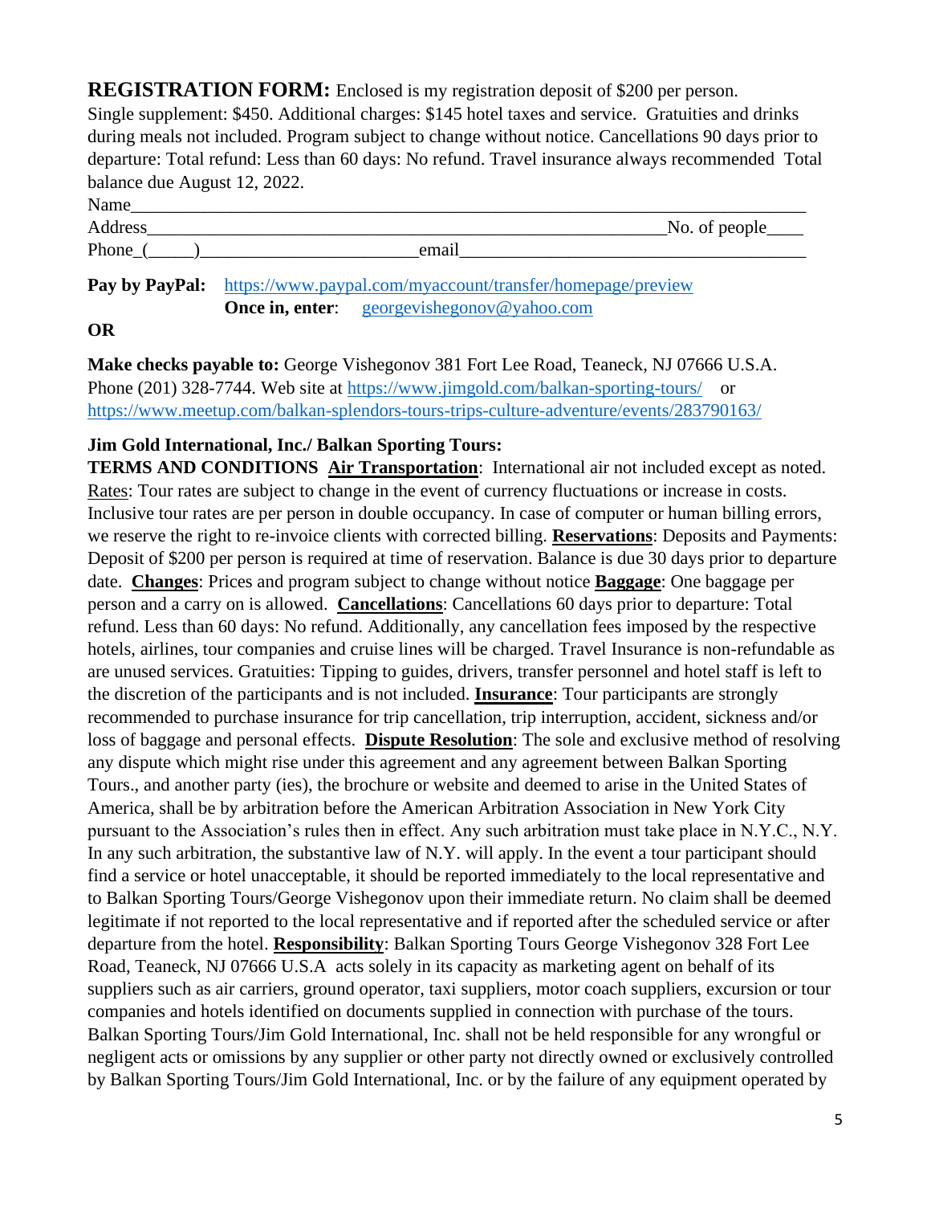**REGISTRATION FORM:** Enclosed is my registration deposit of $200 per person. Single supplement: $450. Additional charges: $145 hotel taxes and service. Gratuities and drinks during meals not included. Program subject to change without notice. Cancellations 90 days prior to departure: Total refund: Less than 60 days: No refund. Travel insurance always recommended Total balance due August 12, 2022.

Name_______________________________________________________________________

Address___________________________________________________No. of people____

Phone_(_____)_______________________email___________________________________

**Pay by PayPal:** https://www.paypal.com/myaccount/transfer/homepage/preview
**Once in, enter**: georgevishegonov@yahoo.com

**OR**

**Make checks payable to:** George Vishegonov 381 Fort Lee Road, Teaneck, NJ 07666 U.S.A. Phone (201) 328-7744. Web site at https://www.jimgold.com/balkan-sporting-tours/ or https://www.meetup.com/balkan-splendors-tours-trips-culture-adventure/events/283790163/

**Jim Gold International, Inc./ Balkan Sporting Tours:**

**TERMS AND CONDITIONS** **Air Transportation**: International air not included except as noted. Rates: Tour rates are subject to change in the event of currency fluctuations or increase in costs. Inclusive tour rates are per person in double occupancy. In case of computer or human billing errors, we reserve the right to re-invoice clients with corrected billing. **Reservations**: Deposits and Payments: Deposit of $200 per person is required at time of reservation. Balance is due 30 days prior to departure date. **Changes**: Prices and program subject to change without notice **Baggage**: One baggage per person and a carry on is allowed. **Cancellations**: Cancellations 60 days prior to departure: Total refund. Less than 60 days: No refund. Additionally, any cancellation fees imposed by the respective hotels, airlines, tour companies and cruise lines will be charged. Travel Insurance is non-refundable as are unused services. Gratuities: Tipping to guides, drivers, transfer personnel and hotel staff is left to the discretion of the participants and is not included. **Insurance**: Tour participants are strongly recommended to purchase insurance for trip cancellation, trip interruption, accident, sickness and/or loss of baggage and personal effects. **Dispute Resolution**: The sole and exclusive method of resolving any dispute which might rise under this agreement and any agreement between Balkan Sporting Tours., and another party (ies), the brochure or website and deemed to arise in the United States of America, shall be by arbitration before the American Arbitration Association in New York City pursuant to the Association's rules then in effect. Any such arbitration must take place in N.Y.C., N.Y. In any such arbitration, the substantive law of N.Y. will apply. In the event a tour participant should find a service or hotel unacceptable, it should be reported immediately to the local representative and to Balkan Sporting Tours/George Vishegonov upon their immediate return. No claim shall be deemed legitimate if not reported to the local representative and if reported after the scheduled service or after departure from the hotel. **Responsibility**: Balkan Sporting Tours George Vishegonov 328 Fort Lee Road, Teaneck, NJ 07666 U.S.A acts solely in its capacity as marketing agent on behalf of its suppliers such as air carriers, ground operator, taxi suppliers, motor coach suppliers, excursion or tour companies and hotels identified on documents supplied in connection with purchase of the tours. Balkan Sporting Tours/Jim Gold International, Inc. shall not be held responsible for any wrongful or negligent acts or omissions by any supplier or other party not directly owned or exclusively controlled by Balkan Sporting Tours/Jim Gold International, Inc. or by the failure of any equipment operated by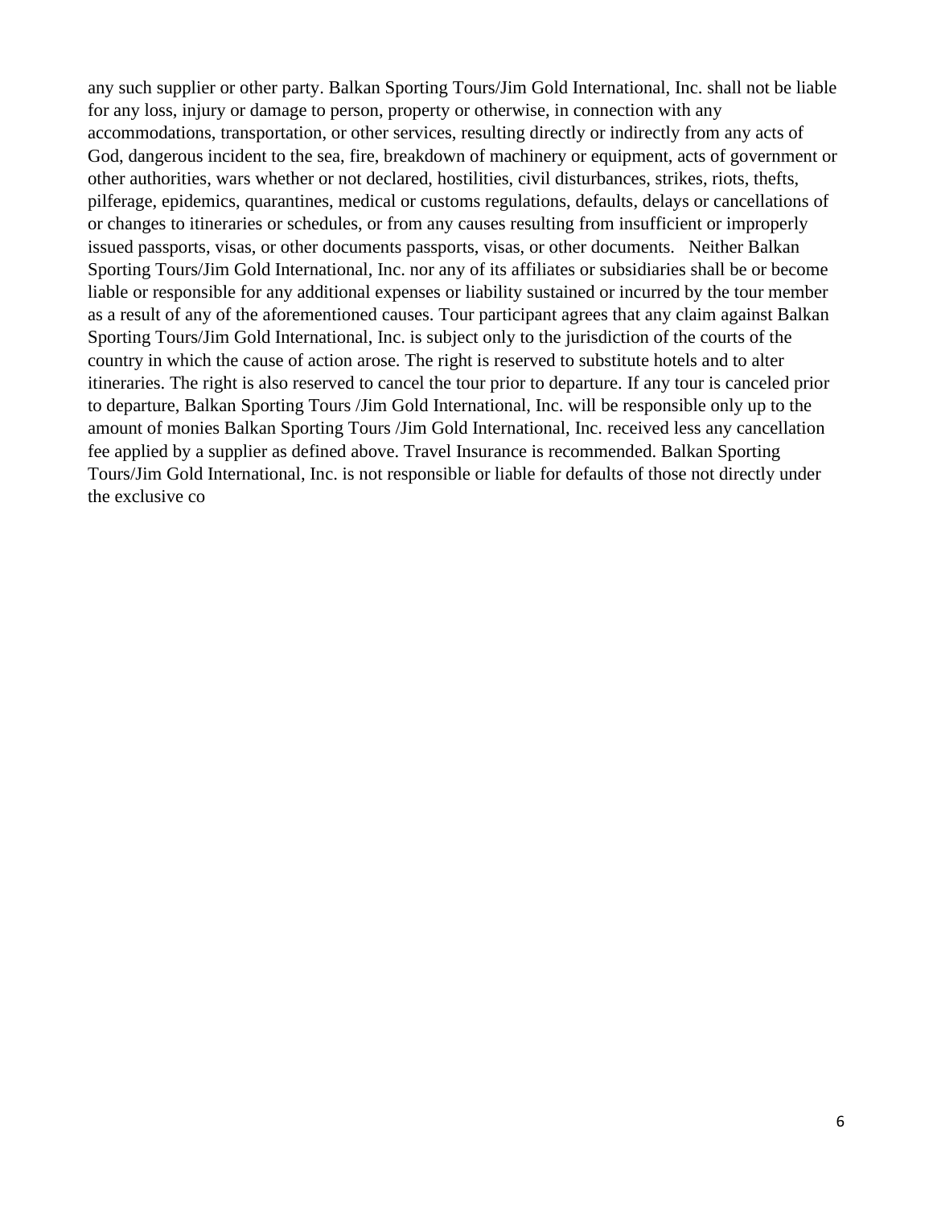any such supplier or other party. Balkan Sporting Tours/Jim Gold International, Inc. shall not be liable for any loss, injury or damage to person, property or otherwise, in connection with any accommodations, transportation, or other services, resulting directly or indirectly from any acts of God, dangerous incident to the sea, fire, breakdown of machinery or equipment, acts of government or other authorities, wars whether or not declared, hostilities, civil disturbances, strikes, riots, thefts, pilferage, epidemics, quarantines, medical or customs regulations, defaults, delays or cancellations of or changes to itineraries or schedules, or from any causes resulting from insufficient or improperly issued passports, visas, or other documents passports, visas, or other documents. Neither Balkan Sporting Tours/Jim Gold International, Inc. nor any of its affiliates or subsidiaries shall be or become liable or responsible for any additional expenses or liability sustained or incurred by the tour member as a result of any of the aforementioned causes. Tour participant agrees that any claim against Balkan Sporting Tours/Jim Gold International, Inc. is subject only to the jurisdiction of the courts of the country in which the cause of action arose. The right is reserved to substitute hotels and to alter itineraries. The right is also reserved to cancel the tour prior to departure. If any tour is canceled prior to departure, Balkan Sporting Tours /Jim Gold International, Inc. will be responsible only up to the amount of monies Balkan Sporting Tours /Jim Gold International, Inc. received less any cancellation fee applied by a supplier as defined above. Travel Insurance is recommended. Balkan Sporting Tours/Jim Gold International, Inc. is not responsible or liable for defaults of those not directly under the exclusive co